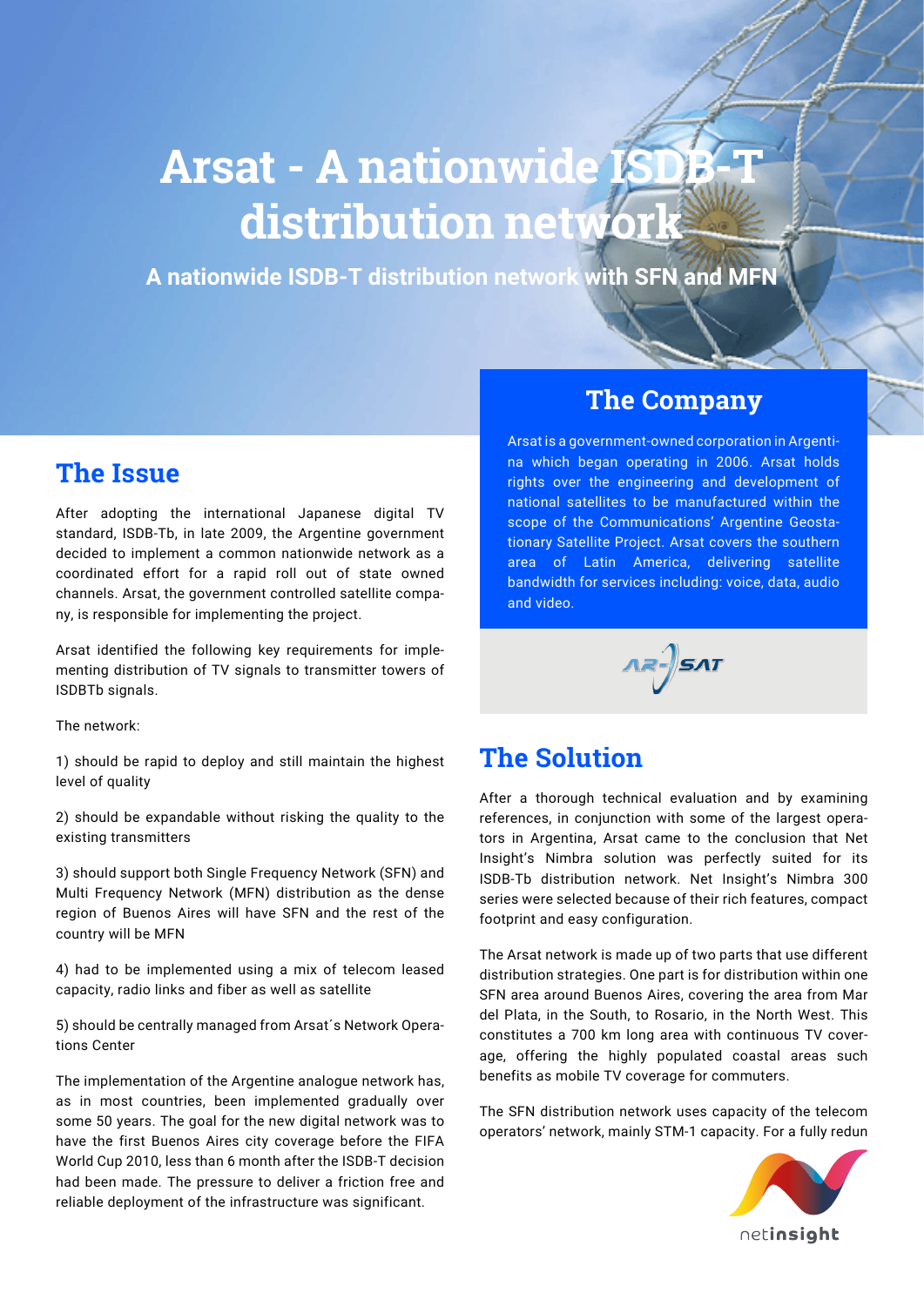# Arsat - A nationwide ISDB-T distribution network

**A nationwide ISDB-T distribution network with SFN and MFN**

## The Company

Arsat is a government-owned corporation in Argentina which began operating in 2006. Arsat holds rights over the engineering and development of national satellites to be manufactured within the scope of the Communications' Argentine Geostationary Satellite Project. Arsat covers the southern area of Latin America, delivering satellite bandwidth for services including: voice, data, audio and video.

## The Issue

After adopting the international Japanese digital TV standard, ISDB-Tb, in late 2009, the Argentine government decided to implement a common nationwide network as a coordinated effort for a rapid roll out of state owned channels. Arsat, the government controlled satellite company, is responsible for implementing the project.

Arsat identified the following key requirements for implementing distribution of TV signals to transmitter towers of ISDBTb signals.

The network:

1) should be rapid to deploy and still maintain the highest level of quality

2) should be expandable without risking the quality to the existing transmitters

3) should support both Single Frequency Network (SFN) and Multi Frequency Network (MFN) distribution as the dense region of Buenos Aires will have SFN and the rest of the country will be MFN

4) had to be implemented using a mix of telecom leased capacity, radio links and fiber as well as satellite

5) should be centrally managed from Arsat´s Network Operations Center

The implementation of the Argentine analogue network has, as in most countries, been implemented gradually over some 50 years. The goal for the new digital network was to have the first Buenos Aires city coverage before the FIFA World Cup 2010, less than 6 month after the ISDB-T decision had been made. The pressure to deliver a friction free and reliable deployment of the infrastructure was significant.

## The Solution

After a thorough technical evaluation and by examining references, in conjunction with some of the largest operators in Argentina, Arsat came to the conclusion that Net Insight's Nimbra solution was perfectly suited for its ISDB-Tb distribution network. Net Insight's Nimbra 300 series were selected because of their rich features, compact footprint and easy configuration.

The Arsat network is made up of two parts that use different distribution strategies. One part is for distribution within one SFN area around Buenos Aires, covering the area from Mar del Plata, in the South, to Rosario, in the North West. This constitutes a 700 km long area with continuous TV coverage, offering the highly populated coastal areas such benefits as mobile TV coverage for commuters.

The SFN distribution network uses capacity of the telecom operators' network, mainly STM-1 capacity. For a fully redun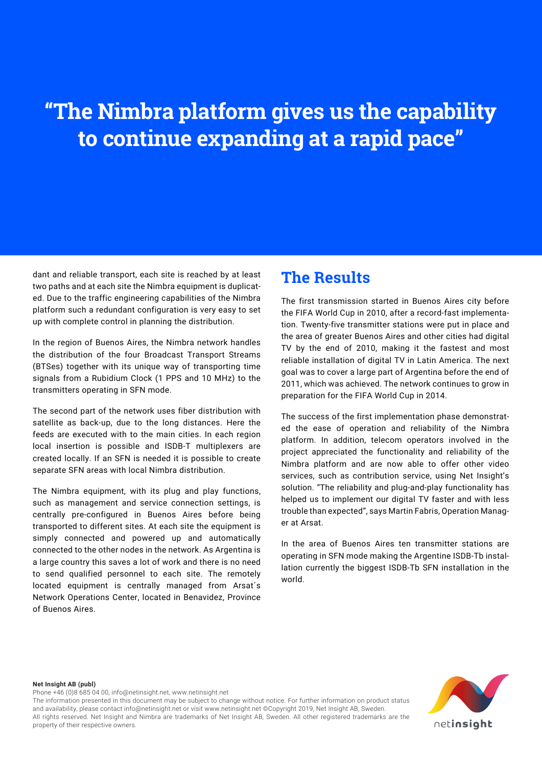# "The Nimbra platform gives us the capability to continue expanding at a rapid pace"

dant and reliable transport, each site is reached by at least two paths and at each site the Nimbra equipment is duplicated. Due to the traffic engineering capabilities of the Nimbra platform such a redundant configuration is very easy to set up with complete control in planning the distribution.

In the region of Buenos Aires, the Nimbra network handles the distribution of the four Broadcast Transport Streams (BTSes) together with its unique way of transporting time signals from a Rubidium Clock (1 PPS and 10 MHz) to the transmitters operating in SFN mode.

The second part of the network uses fiber distribution with satellite as back-up, due to the long distances. Here the feeds are executed with to the main cities. In each region local insertion is possible and ISDB-T multiplexers are created locally. If an SFN is needed it is possible to create separate SFN areas with local Nimbra distribution.

The Nimbra equipment, with its plug and play functions, such as management and service connection settings, is centrally pre-configured in Buenos Aires before being transported to different sites. At each site the equipment is simply connected and powered up and automatically connected to the other nodes in the network. As Argentina is a large country this saves a lot of work and there is no need to send qualified personnel to each site. The remotely located equipment is centrally managed from Arsat´s Network Operations Center, located in Benavidez, Province of Buenos Aires.

## The Results

The first transmission started in Buenos Aires city before the FIFA World Cup in 2010, after a record-fast implementation. Twenty-five transmitter stations were put in place and the area of greater Buenos Aires and other cities had digital TV by the end of 2010, making it the fastest and most reliable installation of digital TV in Latin America. The next goal was to cover a large part of Argentina before the end of 2011, which was achieved. The network continues to grow in preparation for the FIFA World Cup in 2014.

The success of the first implementation phase demonstrated the ease of operation and reliability of the Nimbra platform. In addition, telecom operators involved in the project appreciated the functionality and reliability of the Nimbra platform and are now able to offer other video services, such as contribution service, using Net Insight's solution. "The reliability and plug-and-play functionality has helped us to implement our digital TV faster and with less trouble than expected", says Martin Fabris, Operation Manager at Arsat.

In the area of Buenos Aires ten transmitter stations are operating in SFN mode making the Argentine ISDB-Tb installation currently the biggest ISDB-Tb SFN installation in the world.

**Net Insight AB (publ)**
Phone +46 (0)8 685 04 00, info@netinsight.net, www.netinsight.net
The information presented in this document may be subject to change without notice. For further information on product status and availability, please contact info@netinsight.net or visit www.netinsight.net ©Copyright 2019, Net Insight AB, Sweden.
All rights reserved. Net Insight and Nimbra are trademarks of Net Insight AB, Sweden. All other registered trademarks are the property of their respective owners.

netinsight